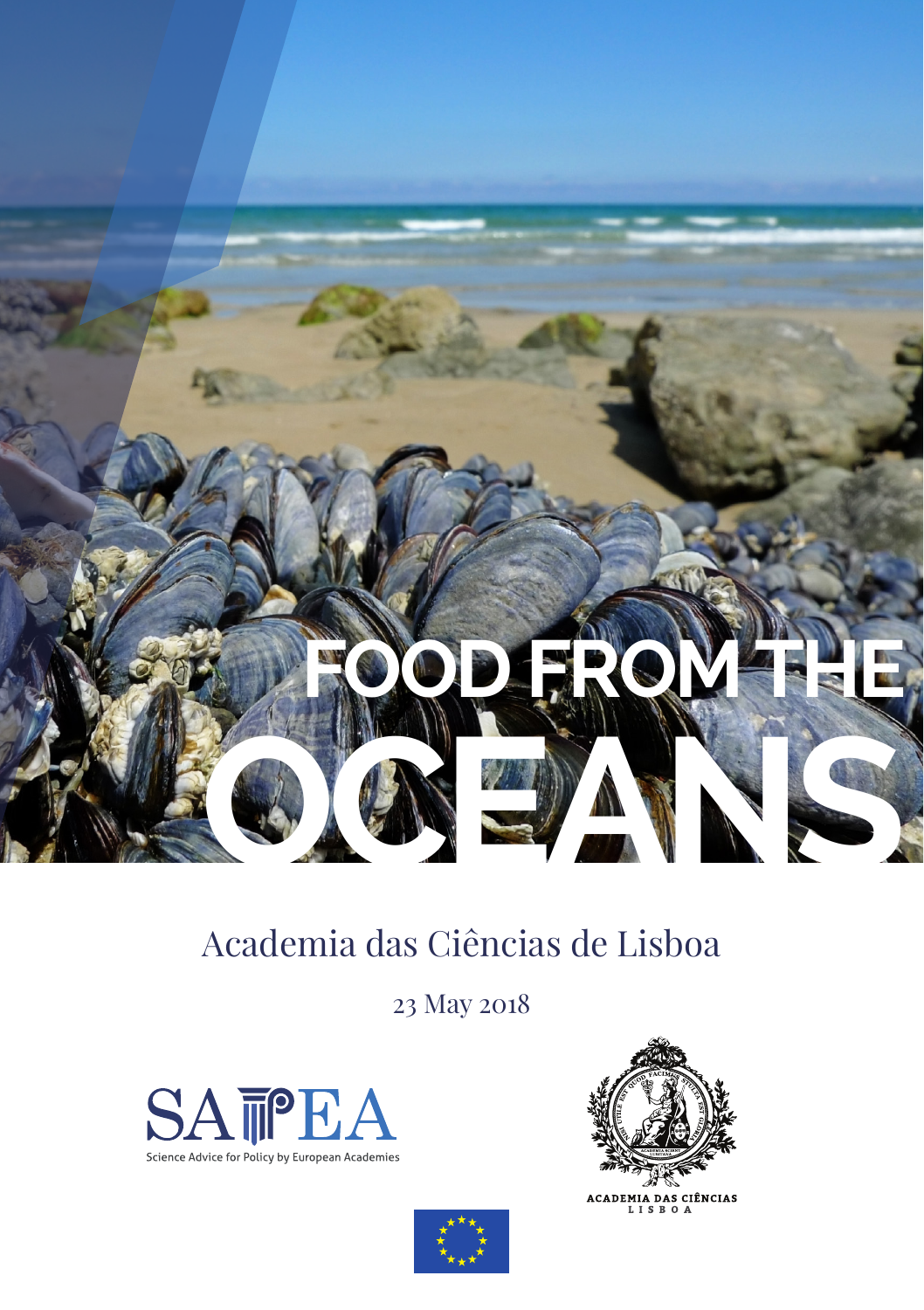# FOOD FROM THE OCEANS

Academia das Ciências de Lisboa

23 May 2018

SAPEA
Science Advice for Policy by European Academies

ACADEMIA DAS CIÊNCIAS
LISBOA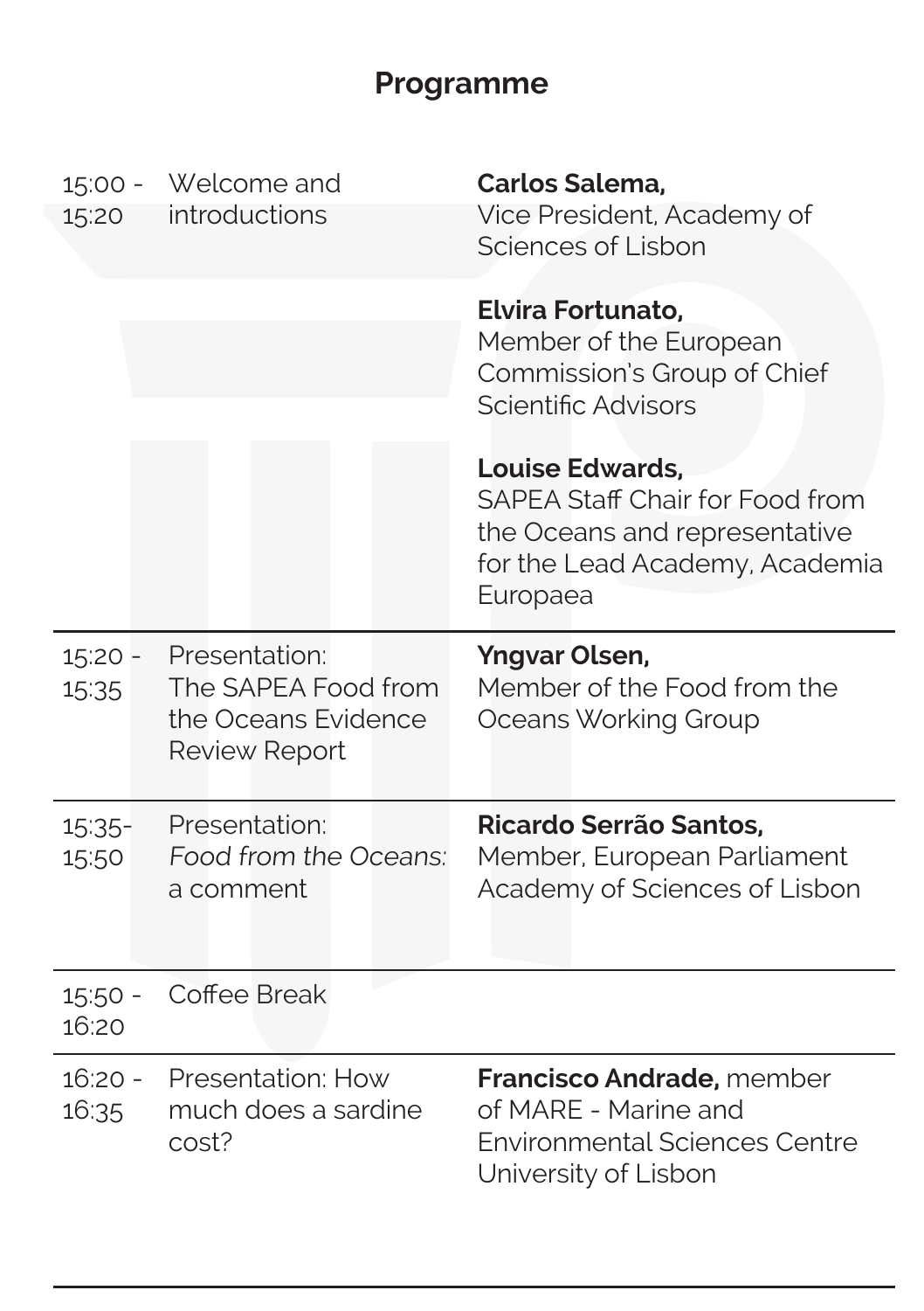## Programme

| | | |
|---|---|---|
| 15:00 - 15:20 | Welcome and introductions | **Carlos Salema,** Vice President, Academy of Sciences of Lisbon<br><br>**Elvira Fortunato,** Member of the European Commission's Group of Chief Scientific Advisors<br><br>**Louise Edwards,** SAPEA Staff Chair for Food from the Oceans and representative for the Lead Academy, Academia Europaea |
| 15:20 - 15:35 | Presentation: The SAPEA Food from the Oceans Evidence Review Report | **Yngvar Olsen,** Member of the Food from the Oceans Working Group |
| 15:35- 15:50 | Presentation: *Food from the Oceans:* a comment | **Ricardo Serrão Santos,** Member, European Parliament Academy of Sciences of Lisbon |
| 15:50 - 16:20 | Coffee Break | |
| 16:20 - 16:35 | Presentation: How much does a sardine cost? | **Francisco Andrade,** member of MARE - Marine and Environmental Sciences Centre University of Lisbon |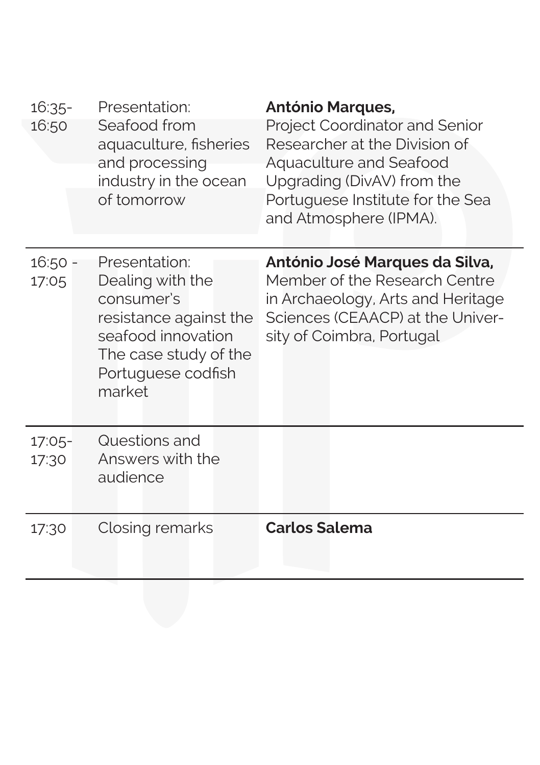| | | |
|---|---|---|
| 16:35-16:50 | Presentation: Seafood from aquaculture, fisheries and processing industry in the ocean of tomorrow | **António Marques,** Project Coordinator and Senior Researcher at the Division of Aquaculture and Seafood Upgrading (DivAV) from the Portuguese Institute for the Sea and Atmosphere (IPMA). |
| 16:50 - 17:05 | Presentation: Dealing with the consumer's resistance against the seafood innovation The case study of the Portuguese codfish market | **António José Marques da Silva,** Member of the Research Centre in Archaeology, Arts and Heritage Sciences (CEAACP) at the University of Coimbra, Portugal |
| 17:05-17:30 | Questions and Answers with the audience | |
| 17:30 | Closing remarks | **Carlos Salema** |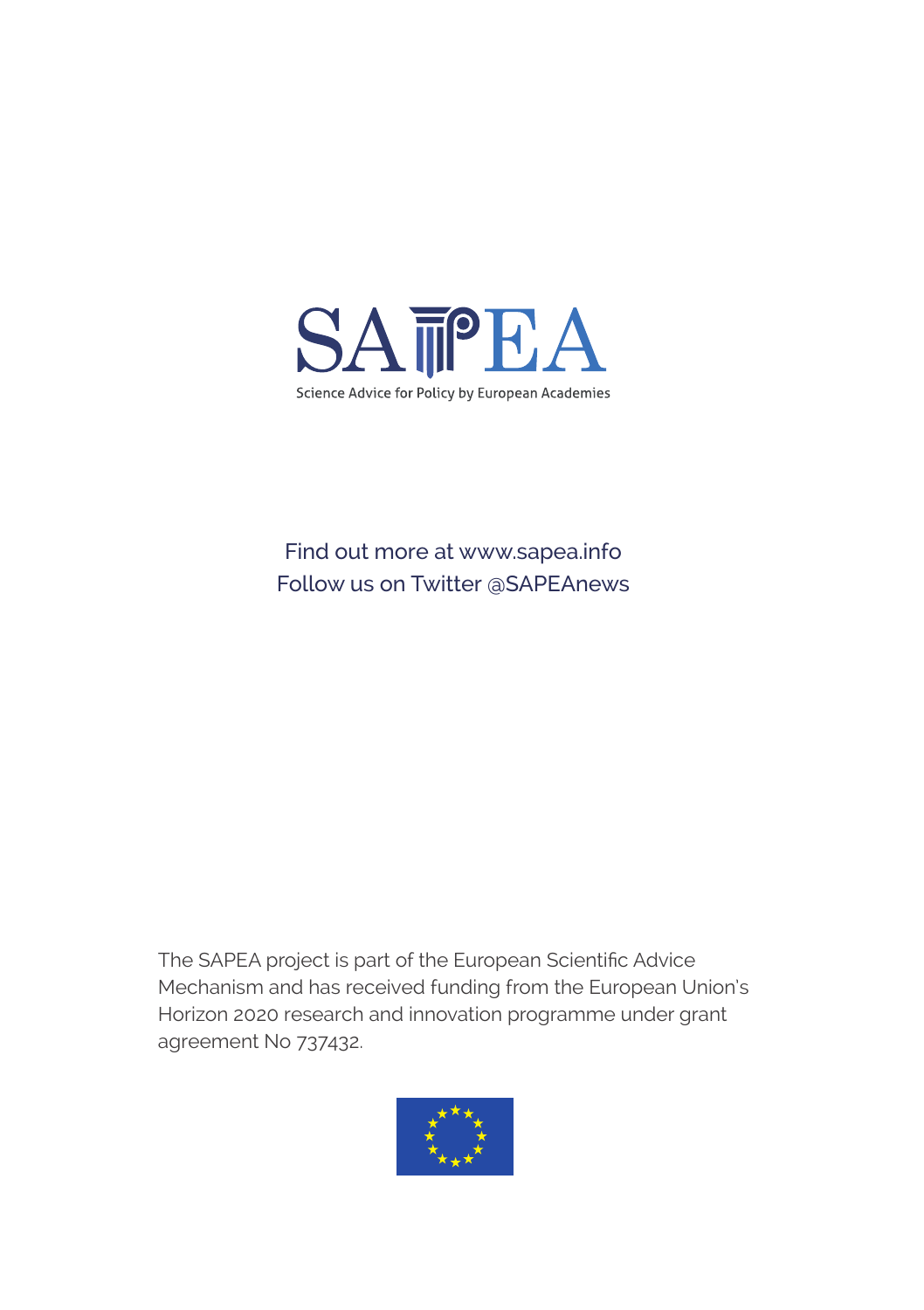SAPEA

Science Advice for Policy by European Academies

Find out more at www.sapea.info
Follow us on Twitter @SAPEAnews

The SAPEA project is part of the European Scientific Advice Mechanism and has received funding from the European Union's Horizon 2020 research and innovation programme under grant agreement No 737432.